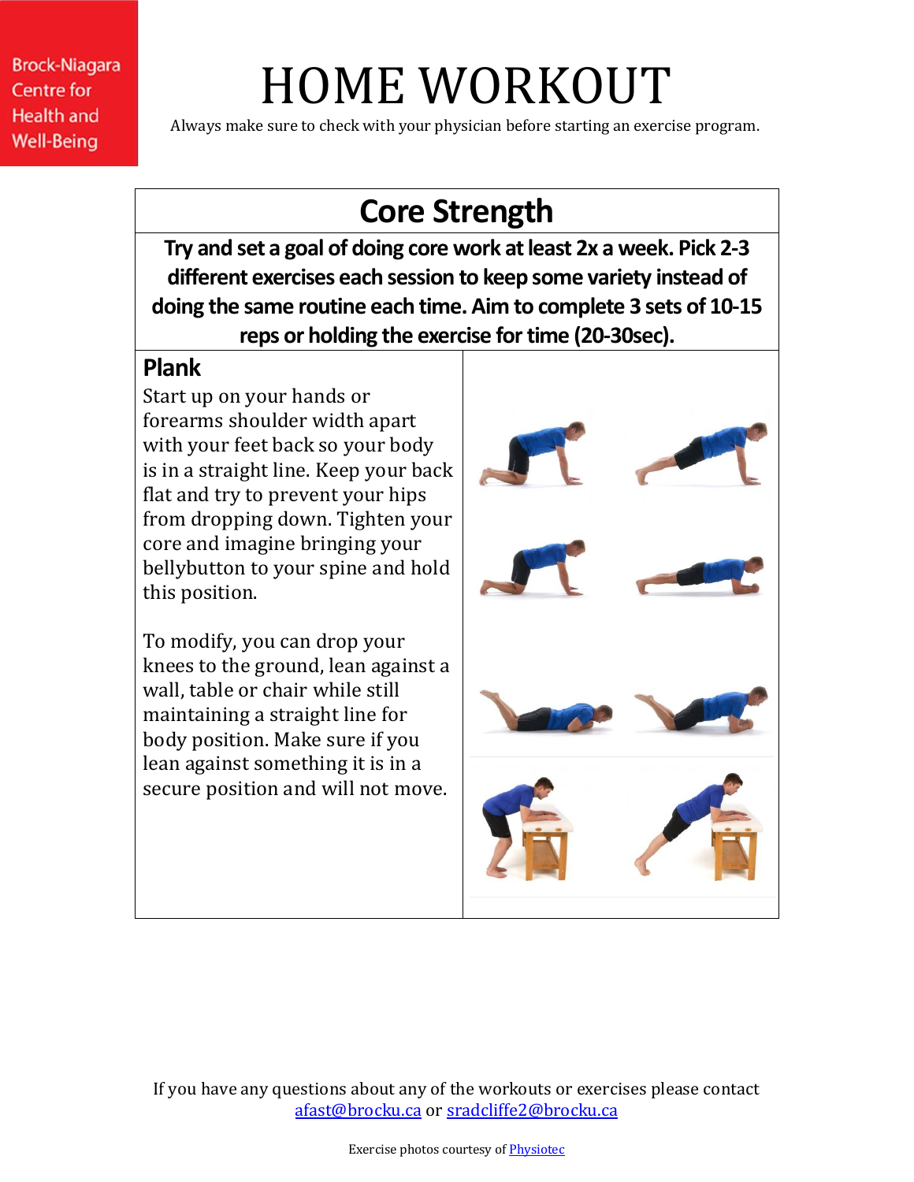Brock-Niagara Centre for Health and Well-Being

# HOME WORKOUT

Always make sure to check with your physician before starting an exercise program.

## Core Strength

**Try and set a goal of doing core work at least 2x a week. Pick 2-3 different exercises each session to keep some variety instead of doing the same routine each time. Aim to complete 3 sets of 10-15 reps or holding the exercise for time (20-30sec).**

### Plank

Start up on your hands or forearms shoulder width apart with your feet back so your body is in a straight line. Keep your back flat and try to prevent your hips from dropping down. Tighten your core and imagine bringing your bellybutton to your spine and hold this position.

To modify, you can drop your knees to the ground, lean against a wall, table or chair while still maintaining a straight line for body position. Make sure if you lean against something it is in a secure position and will not move.

If you have any questions about any of the workouts or exercises please contact afast@brocku.ca or sradcliffe2@brocku.ca

Exercise photos courtesy of Physiotec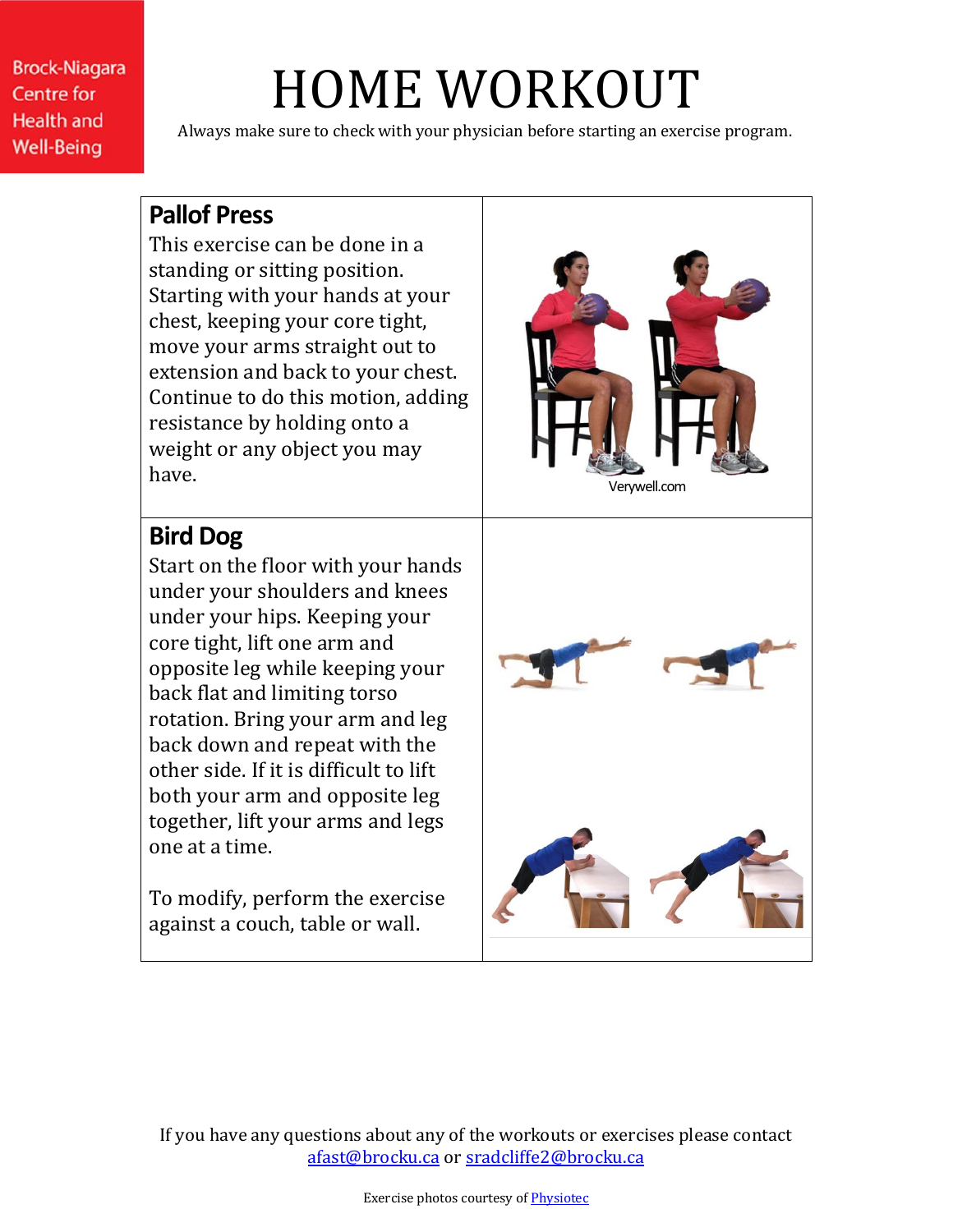Brock-Niagara Centre for Health and Well-Being

# HOME WORKOUT

Always make sure to check with your physician before starting an exercise program.

## Pallof Press

This exercise can be done in a standing or sitting position. Starting with your hands at your chest, keeping your core tight, move your arms straight out to extension and back to your chest. Continue to do this motion, adding resistance by holding onto a weight or any object you may have.

Verywell.com

## Bird Dog

Start on the floor with your hands under your shoulders and knees under your hips. Keeping your core tight, lift one arm and opposite leg while keeping your back flat and limiting torso rotation. Bring your arm and leg back down and repeat with the other side. If it is difficult to lift both your arm and opposite leg together, lift your arms and legs one at a time.

To modify, perform the exercise against a couch, table or wall.

If you have any questions about any of the workouts or exercises please contact afast@brocku.ca or sradcliffe2@brocku.ca

Exercise photos courtesy of Physiotec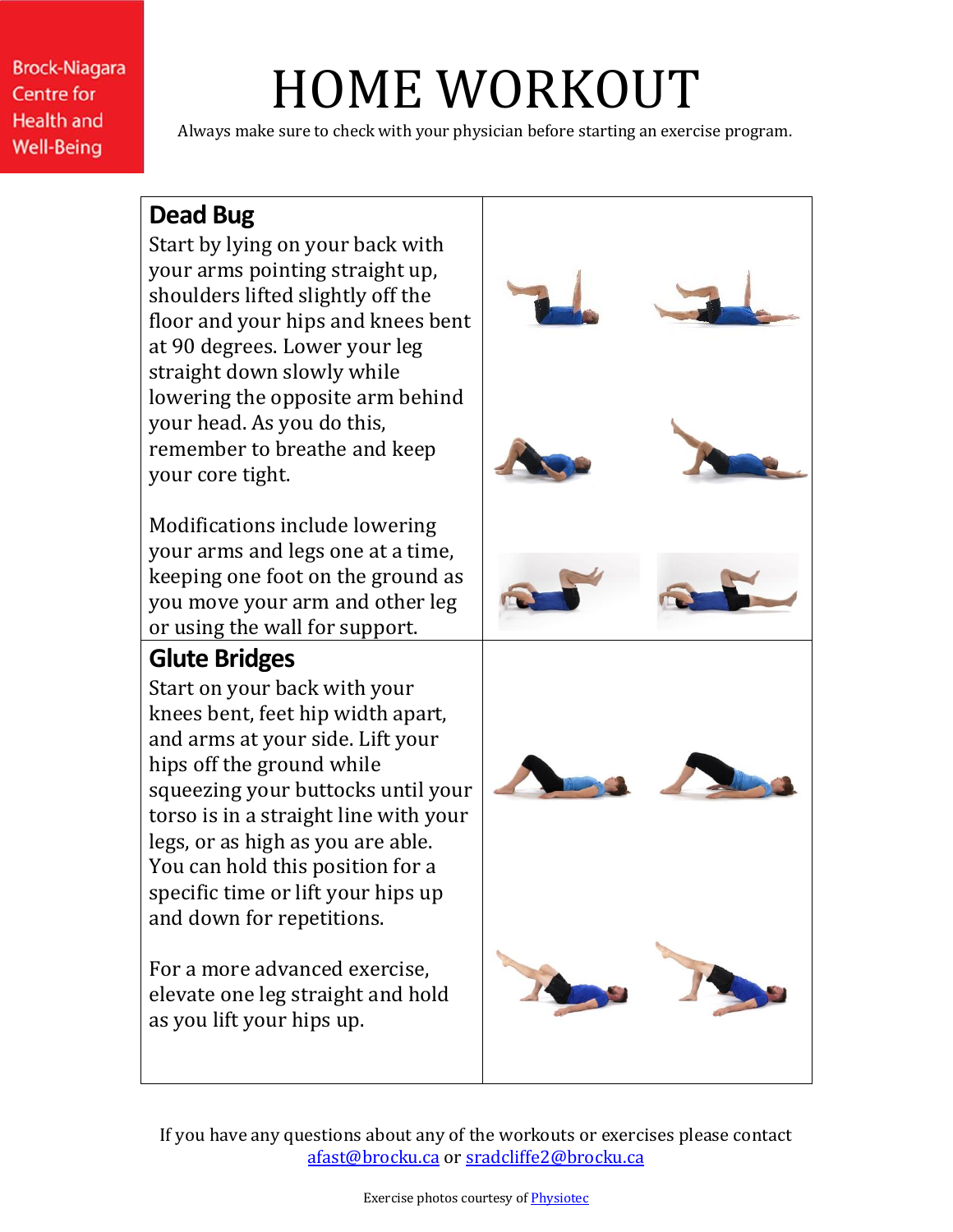Brock-Niagara Centre for Health and Well-Being

# HOME WORKOUT

Always make sure to check with your physician before starting an exercise program.

## Dead Bug

Start by lying on your back with your arms pointing straight up, shoulders lifted slightly off the floor and your hips and knees bent at 90 degrees. Lower your leg straight down slowly while lowering the opposite arm behind your head. As you do this, remember to breathe and keep your core tight.

Modifications include lowering your arms and legs one at a time, keeping one foot on the ground as you move your arm and other leg or using the wall for support.

## Glute Bridges

Start on your back with your knees bent, feet hip width apart, and arms at your side. Lift your hips off the ground while squeezing your buttocks until your torso is in a straight line with your legs, or as high as you are able. You can hold this position for a specific time or lift your hips up and down for repetitions.

For a more advanced exercise, elevate one leg straight and hold as you lift your hips up.

If you have any questions about any of the workouts or exercises please contact afast@brocku.ca or sradcliffe2@brocku.ca

Exercise photos courtesy of Physiotec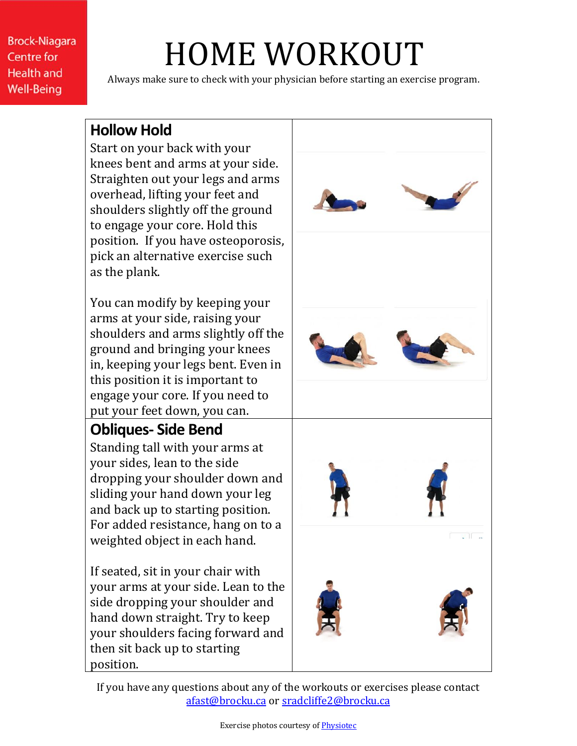Brock-Niagara Centre for Health and Well-Being

# HOME WORKOUT

Always make sure to check with your physician before starting an exercise program.

## Hollow Hold

Start on your back with your knees bent and arms at your side. Straighten out your legs and arms overhead, lifting your feet and shoulders slightly off the ground to engage your core. Hold this position. If you have osteoporosis, pick an alternative exercise such as the plank.

You can modify by keeping your arms at your side, raising your shoulders and arms slightly off the ground and bringing your knees in, keeping your legs bent. Even in this position it is important to engage your core. If you need to put your feet down, you can.

## Obliques- Side Bend

Standing tall with your arms at your sides, lean to the side dropping your shoulder down and sliding your hand down your leg and back up to starting position. For added resistance, hang on to a weighted object in each hand.

If seated, sit in your chair with your arms at your side. Lean to the side dropping your shoulder and hand down straight. Try to keep your shoulders facing forward and then sit back up to starting position.

If you have any questions about any of the workouts or exercises please contact [afast@brocku.ca](mailto:afast@brocku.ca) or [sradcliffe2@brocku.ca](mailto:sradcliffe2@brocku.ca)

Exercise photos courtesy of Physiotec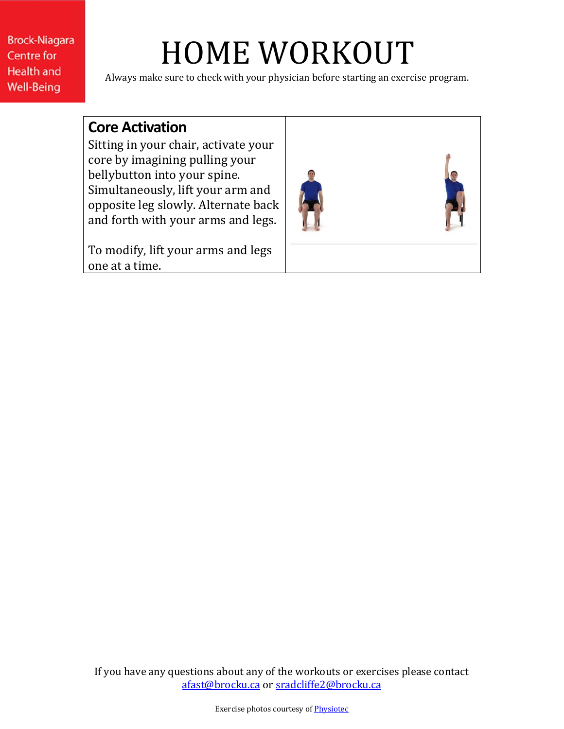Brock-Niagara Centre for Health and Well-Being

# HOME WORKOUT

Always make sure to check with your physician before starting an exercise program.

| | |
|---|---|
| **Core Activation**<br>Sitting in your chair, activate your core by imagining pulling your bellybutton into your spine. Simultaneously, lift your arm and opposite leg slowly. Alternate back and forth with your arms and legs.<br><br>To modify, lift your arms and legs one at a time. | |

If you have any questions about any of the workouts or exercises please contact [afast@brocku.ca](mailto:afast@brocku.ca) or [sradcliffe2@brocku.ca](mailto:sradcliffe2@brocku.ca)

Exercise photos courtesy of Physiotec